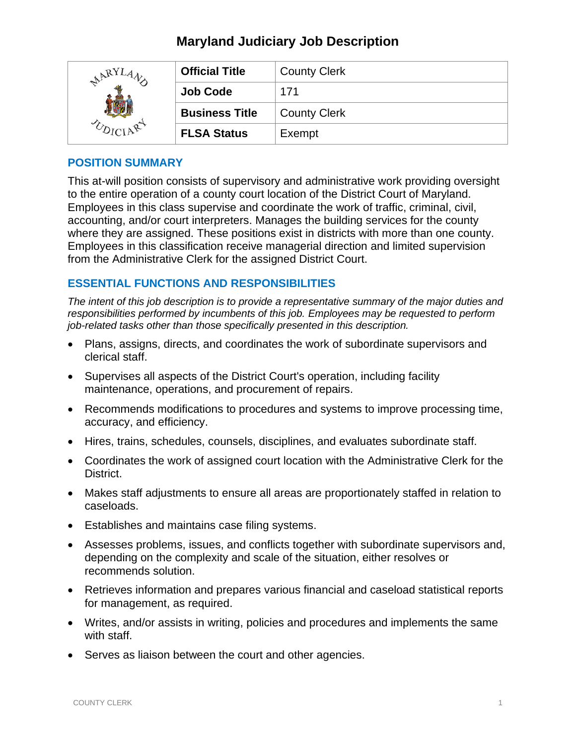# Maryland Judiciary Job Description

| | | |
|---|---|---|
| | **Official Title** | County Clerk |
| | **Job Code** | 171 |
| | **Business Title** | County Clerk |
| | **FLSA Status** | Exempt |

## POSITION SUMMARY

This at-will position consists of supervisory and administrative work providing oversight to the entire operation of a county court location of the District Court of Maryland. Employees in this class supervise and coordinate the work of traffic, criminal, civil, accounting, and/or court interpreters. Manages the building services for the county where they are assigned. These positions exist in districts with more than one county. Employees in this classification receive managerial direction and limited supervision from the Administrative Clerk for the assigned District Court.

## ESSENTIAL FUNCTIONS AND RESPONSIBILITIES

*The intent of this job description is to provide a representative summary of the major duties and responsibilities performed by incumbents of this job. Employees may be requested to perform job-related tasks other than those specifically presented in this description.*

- Plans, assigns, directs, and coordinates the work of subordinate supervisors and clerical staff.
- Supervises all aspects of the District Court's operation, including facility maintenance, operations, and procurement of repairs.
- Recommends modifications to procedures and systems to improve processing time, accuracy, and efficiency.
- Hires, trains, schedules, counsels, disciplines, and evaluates subordinate staff.
- Coordinates the work of assigned court location with the Administrative Clerk for the District.
- Makes staff adjustments to ensure all areas are proportionately staffed in relation to caseloads.
- Establishes and maintains case filing systems.
- Assesses problems, issues, and conflicts together with subordinate supervisors and, depending on the complexity and scale of the situation, either resolves or recommends solution.
- Retrieves information and prepares various financial and caseload statistical reports for management, as required.
- Writes, and/or assists in writing, policies and procedures and implements the same with staff.
- Serves as liaison between the court and other agencies.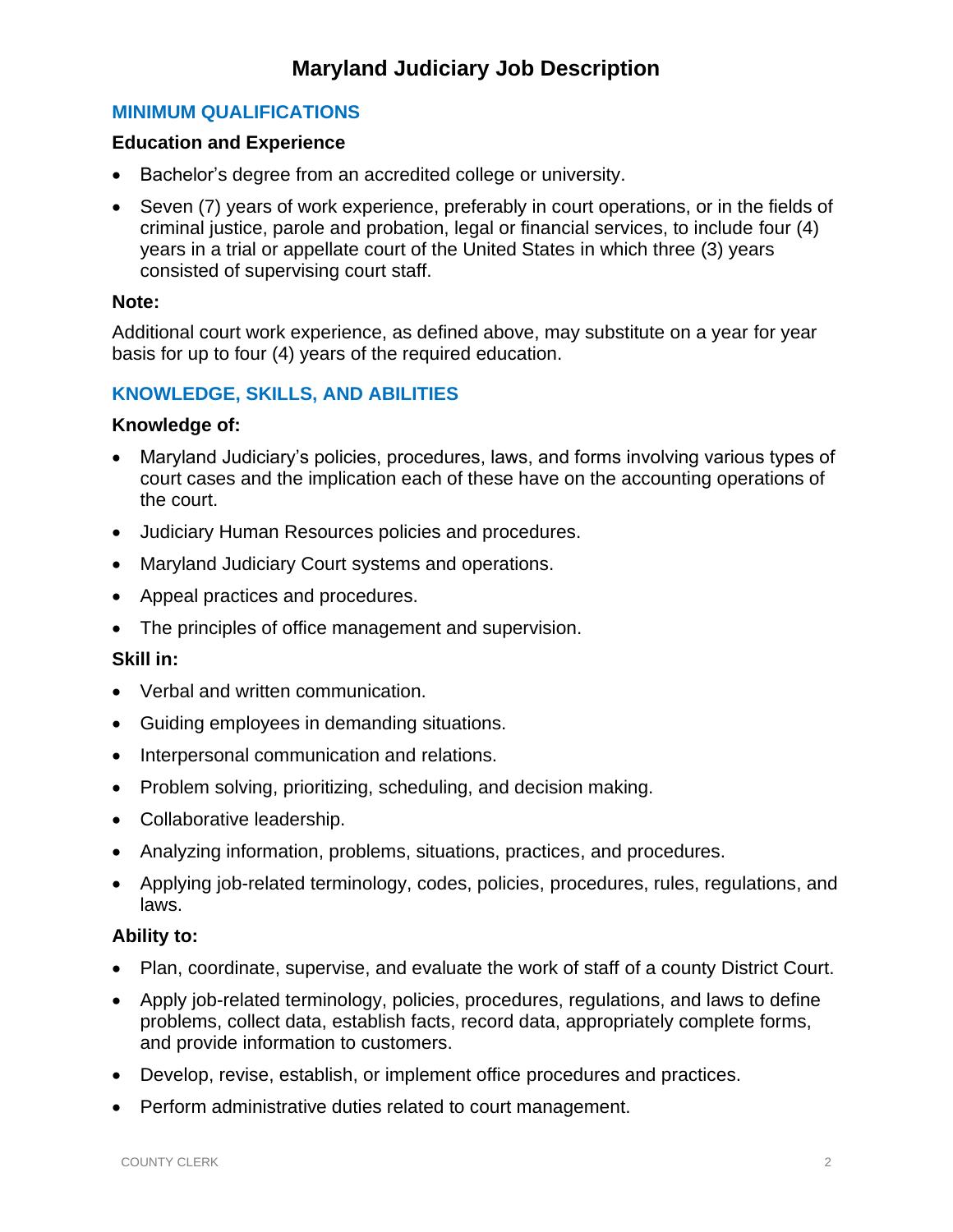# Maryland Judiciary Job Description

## MINIMUM QUALIFICATIONS

### Education and Experience

- Bachelor's degree from an accredited college or university.
- Seven (7) years of work experience, preferably in court operations, or in the fields of criminal justice, parole and probation, legal or financial services, to include four (4) years in a trial or appellate court of the United States in which three (3) years consisted of supervising court staff.

### Note:

Additional court work experience, as defined above, may substitute on a year for year basis for up to four (4) years of the required education.

## KNOWLEDGE, SKILLS, AND ABILITIES

### Knowledge of:

- Maryland Judiciary's policies, procedures, laws, and forms involving various types of court cases and the implication each of these have on the accounting operations of the court.
- Judiciary Human Resources policies and procedures.
- Maryland Judiciary Court systems and operations.
- Appeal practices and procedures.
- The principles of office management and supervision.

### Skill in:

- Verbal and written communication.
- Guiding employees in demanding situations.
- Interpersonal communication and relations.
- Problem solving, prioritizing, scheduling, and decision making.
- Collaborative leadership.
- Analyzing information, problems, situations, practices, and procedures.
- Applying job-related terminology, codes, policies, procedures, rules, regulations, and laws.

### Ability to:

- Plan, coordinate, supervise, and evaluate the work of staff of a county District Court.
- Apply job-related terminology, policies, procedures, regulations, and laws to define problems, collect data, establish facts, record data, appropriately complete forms, and provide information to customers.
- Develop, revise, establish, or implement office procedures and practices.
- Perform administrative duties related to court management.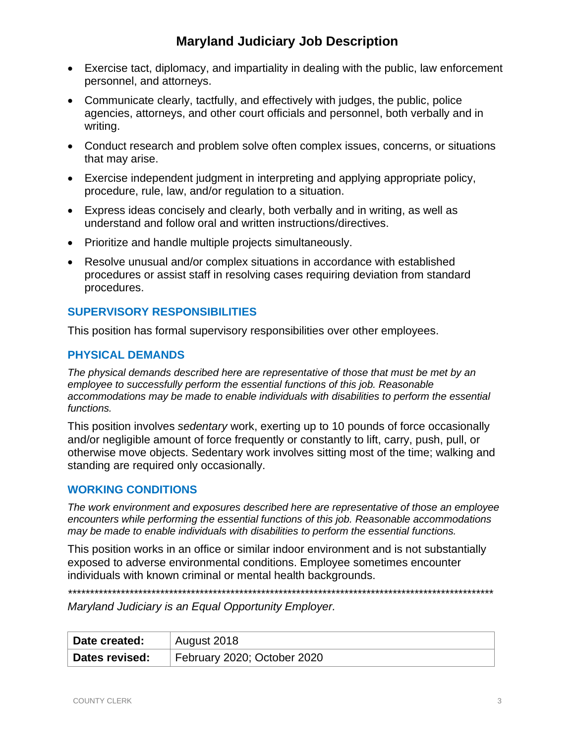# Maryland Judiciary Job Description

- Exercise tact, diplomacy, and impartiality in dealing with the public, law enforcement personnel, and attorneys.
- Communicate clearly, tactfully, and effectively with judges, the public, police agencies, attorneys, and other court officials and personnel, both verbally and in writing.
- Conduct research and problem solve often complex issues, concerns, or situations that may arise.
- Exercise independent judgment in interpreting and applying appropriate policy, procedure, rule, law, and/or regulation to a situation.
- Express ideas concisely and clearly, both verbally and in writing, as well as understand and follow oral and written instructions/directives.
- Prioritize and handle multiple projects simultaneously.
- Resolve unusual and/or complex situations in accordance with established procedures or assist staff in resolving cases requiring deviation from standard procedures.

## SUPERVISORY RESPONSIBILITIES

This position has formal supervisory responsibilities over other employees.

## PHYSICAL DEMANDS

*The physical demands described here are representative of those that must be met by an employee to successfully perform the essential functions of this job. Reasonable accommodations may be made to enable individuals with disabilities to perform the essential functions.*

This position involves *sedentary* work, exerting up to 10 pounds of force occasionally and/or negligible amount of force frequently or constantly to lift, carry, push, pull, or otherwise move objects. Sedentary work involves sitting most of the time; walking and standing are required only occasionally.

## WORKING CONDITIONS

*The work environment and exposures described here are representative of those an employee encounters while performing the essential functions of this job. Reasonable accommodations may be made to enable individuals with disabilities to perform the essential functions.*

This position works in an office or similar indoor environment and is not substantially exposed to adverse environmental conditions. Employee sometimes encounter individuals with known criminal or mental health backgrounds.

****************************************************************************************************

*Maryland Judiciary is an Equal Opportunity Employer.*

| | |
|---|---|
| **Date created:** | August 2018 |
| **Dates revised:** | February 2020; October 2020 |